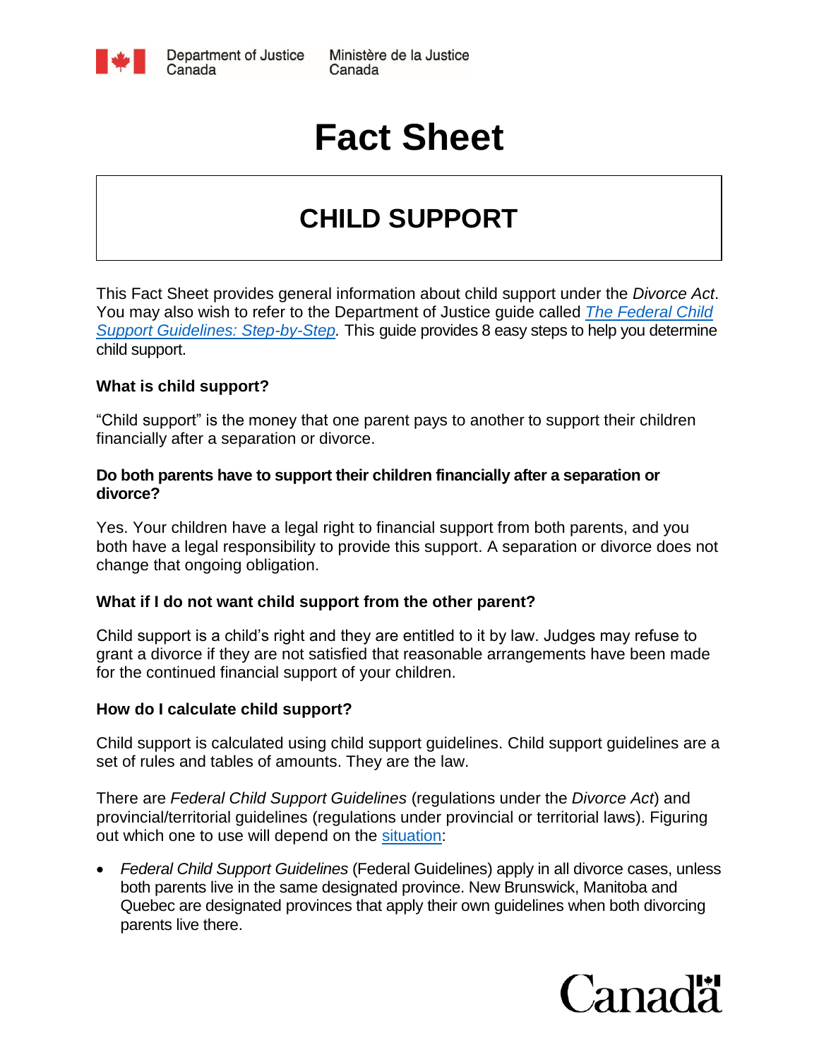# Fact Sheet

## CHILD SUPPORT

This Fact Sheet provides general information about child support under the *Divorce Act*. You may also wish to refer to the Department of Justice guide called *The Federal Child Support Guidelines: Step-by-Step.* This guide provides 8 easy steps to help you determine child support.

### What is child support?

"Child support" is the money that one parent pays to another to support their children financially after a separation or divorce.

### Do both parents have to support their children financially after a separation or divorce?

Yes. Your children have a legal right to financial support from both parents, and you both have a legal responsibility to provide this support. A separation or divorce does not change that ongoing obligation.

### What if I do not want child support from the other parent?

Child support is a child's right and they are entitled to it by law. Judges may refuse to grant a divorce if they are not satisfied that reasonable arrangements have been made for the continued financial support of your children.

### How do I calculate child support?

Child support is calculated using child support guidelines. Child support guidelines are a set of rules and tables of amounts. They are the law.

There are *Federal Child Support Guidelines* (regulations under the *Divorce Act*) and provincial/territorial guidelines (regulations under provincial or territorial laws). Figuring out which one to use will depend on the situation:

- *Federal Child Support Guidelines* (Federal Guidelines) apply in all divorce cases, unless both parents live in the same designated province. New Brunswick, Manitoba and Quebec are designated provinces that apply their own guidelines when both divorcing parents live there.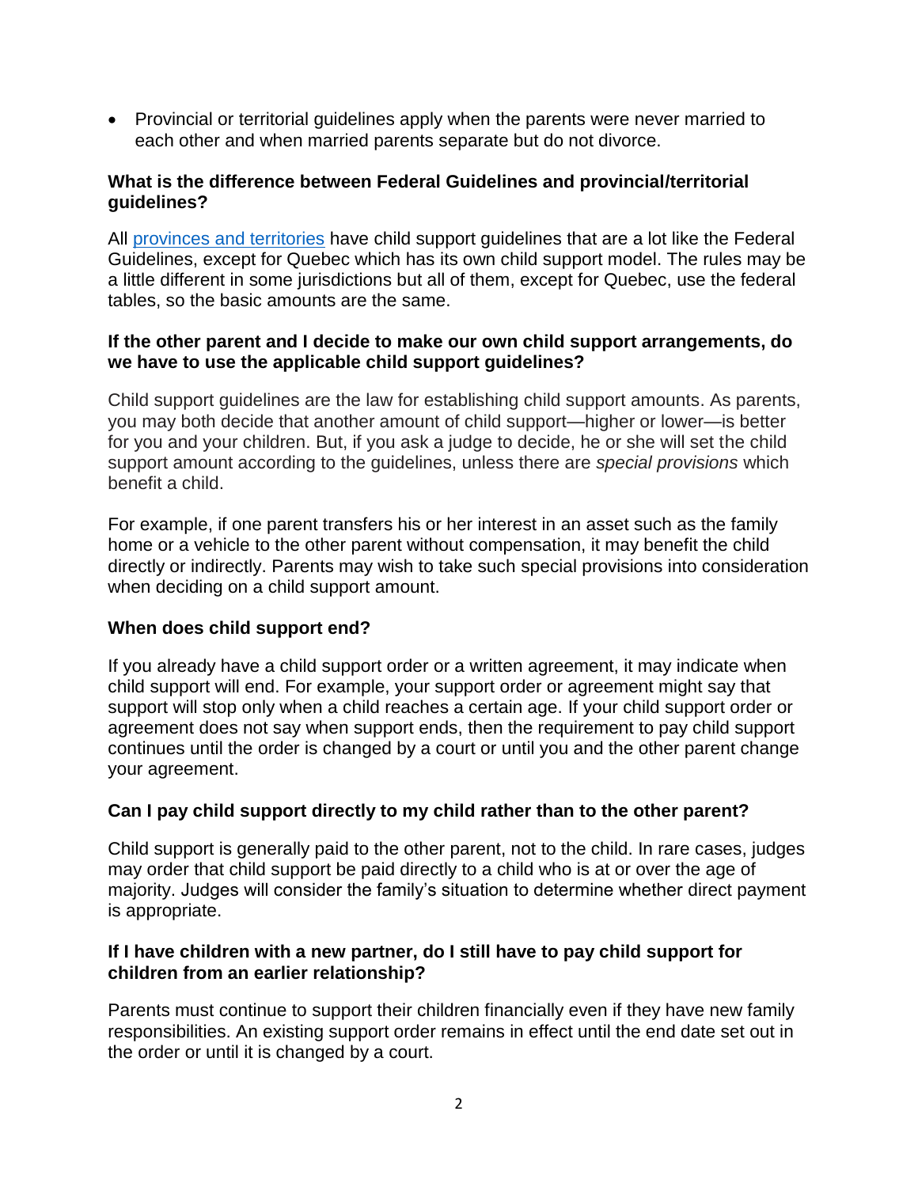- Provincial or territorial guidelines apply when the parents were never married to each other and when married parents separate but do not divorce.

### What is the difference between Federal Guidelines and provincial/territorial guidelines?

All [provinces and territories]() have child support guidelines that are a lot like the Federal Guidelines, except for Quebec which has its own child support model. The rules may be a little different in some jurisdictions but all of them, except for Quebec, use the federal tables, so the basic amounts are the same.

### If the other parent and I decide to make our own child support arrangements, do we have to use the applicable child support guidelines?

Child support guidelines are the law for establishing child support amounts. As parents, you may both decide that another amount of child support—higher or lower—is better for you and your children. But, if you ask a judge to decide, he or she will set the child support amount according to the guidelines, unless there are *special provisions* which benefit a child.

For example, if one parent transfers his or her interest in an asset such as the family home or a vehicle to the other parent without compensation, it may benefit the child directly or indirectly. Parents may wish to take such special provisions into consideration when deciding on a child support amount.

### When does child support end?

If you already have a child support order or a written agreement, it may indicate when child support will end. For example, your support order or agreement might say that support will stop only when a child reaches a certain age. If your child support order or agreement does not say when support ends, then the requirement to pay child support continues until the order is changed by a court or until you and the other parent change your agreement.

### Can I pay child support directly to my child rather than to the other parent?

Child support is generally paid to the other parent, not to the child. In rare cases, judges may order that child support be paid directly to a child who is at or over the age of majority. Judges will consider the family's situation to determine whether direct payment is appropriate.

### If I have children with a new partner, do I still have to pay child support for children from an earlier relationship?

Parents must continue to support their children financially even if they have new family responsibilities. An existing support order remains in effect until the end date set out in the order or until it is changed by a court.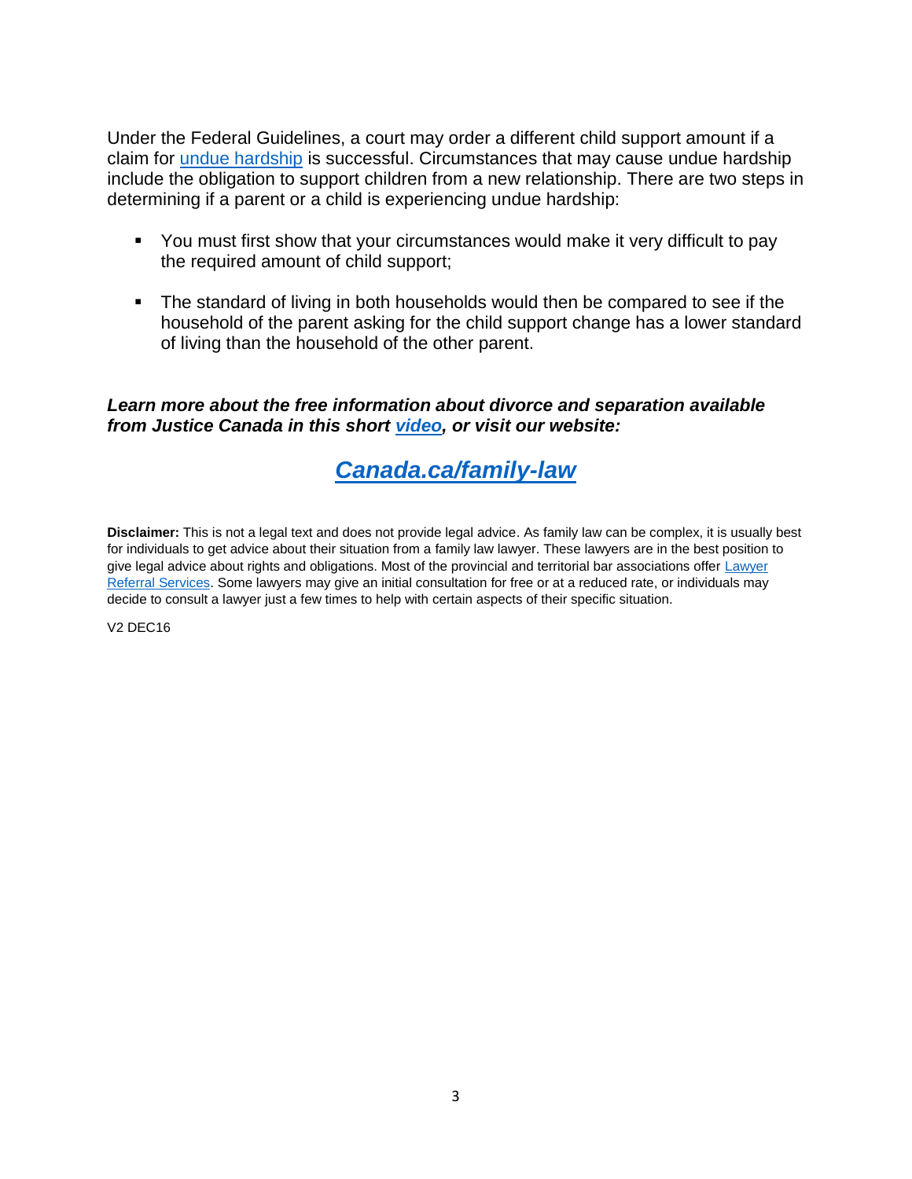Under the Federal Guidelines, a court may order a different child support amount if a claim for undue hardship is successful. Circumstances that may cause undue hardship include the obligation to support children from a new relationship. There are two steps in determining if a parent or a child is experiencing undue hardship:

- You must first show that your circumstances would make it very difficult to pay the required amount of child support;
- The standard of living in both households would then be compared to see if the household of the parent asking for the child support change has a lower standard of living than the household of the other parent.

***Learn more about the free information about divorce and separation available from Justice Canada in this short video, or visit our website:***

***Canada.ca/family-law***

**Disclaimer:** This is not a legal text and does not provide legal advice. As family law can be complex, it is usually best for individuals to get advice about their situation from a family law lawyer. These lawyers are in the best position to give legal advice about rights and obligations. Most of the provincial and territorial bar associations offer Lawyer Referral Services. Some lawyers may give an initial consultation for free or at a reduced rate, or individuals may decide to consult a lawyer just a few times to help with certain aspects of their specific situation.

V2 DEC16